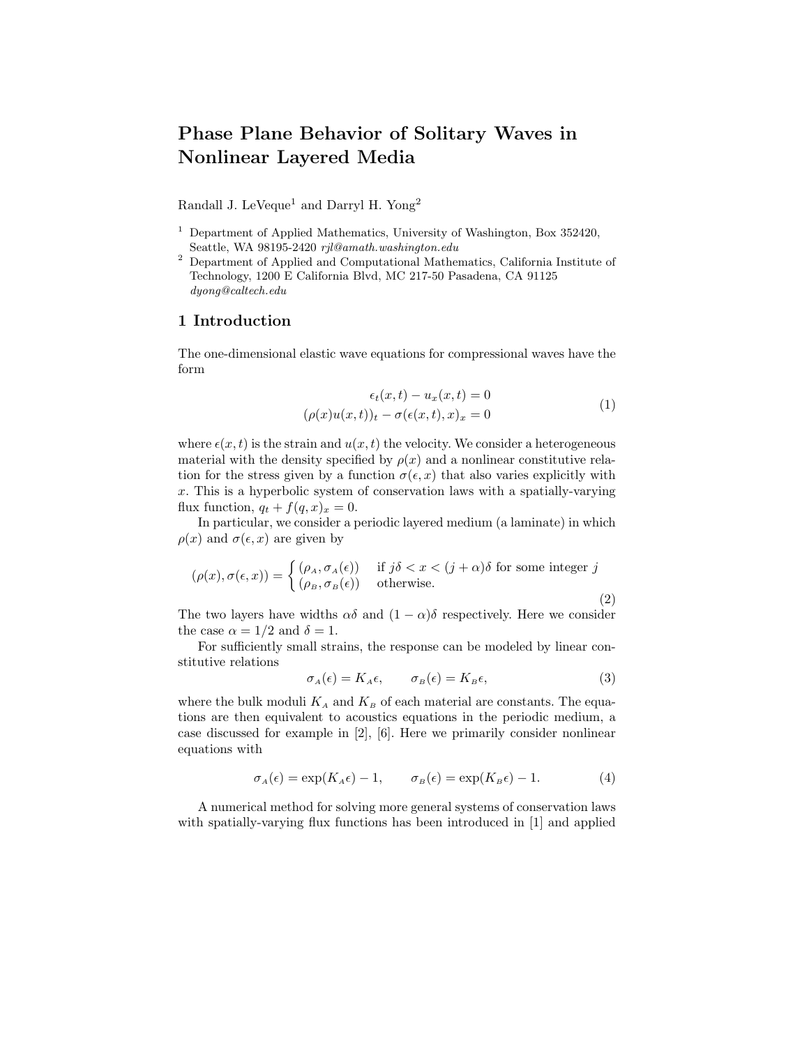# Phase Plane Behavior of Solitary Waves in Nonlinear Layered Media

Randall J. LeVeque[1] and Darryl H. Yong[2]

[1] Department of Applied Mathematics, University of Washington, Box 352420, Seattle, WA 98195-2420 *rjl@amath.washington.edu*

[2] Department of Applied and Computational Mathematics, California Institute of Technology, 1200 E California Blvd, MC 217-50 Pasadena, CA 91125 *dyong@caltech.edu*

## 1 Introduction

The one-dimensional elastic wave equations for compressional waves have the form

$$
\begin{aligned}
\epsilon_t(x,t) - u_x(x,t) &= 0 \\
(\rho(x)u(x,t))_t - \sigma(\epsilon(x,t),x)_x &= 0
\end{aligned}
\tag{1}
$$

where $\epsilon(x,t)$ is the strain and $u(x,t)$ the velocity. We consider a heterogeneous material with the density specified by $\rho(x)$ and a nonlinear constitutive relation for the stress given by a function $\sigma(\epsilon,x)$ that also varies explicitly with $x$. This is a hyperbolic system of conservation laws with a spatially-varying flux function, $q_t + f(q,x)_x = 0$.

In particular, we consider a periodic layered medium (a laminate) in which $\rho(x)$ and $\sigma(\epsilon,x)$ are given by

$$
(\rho(x),\sigma(\epsilon,x)) = \begin{cases} (\rho_A, \sigma_A(\epsilon)) & \text{if } j\delta < x < (j+\alpha)\delta \text{ for some integer } j \\ (\rho_B, \sigma_B(\epsilon)) & \text{otherwise.} \end{cases}
\tag{2}
$$

The two layers have widths $\alpha\delta$ and $(1-\alpha)\delta$ respectively. Here we consider the case $\alpha = 1/2$ and $\delta = 1$.

For sufficiently small strains, the response can be modeled by linear constitutive relations

$$
\sigma_A(\epsilon) = K_A\epsilon, \qquad \sigma_B(\epsilon) = K_B\epsilon,
\tag{3}
$$

where the bulk moduli $K_A$ and $K_B$ of each material are constants. The equations are then equivalent to acoustics equations in the periodic medium, a case discussed for example in [2], [6]. Here we primarily consider nonlinear equations with

$$
\sigma_A(\epsilon) = \exp(K_A\epsilon) - 1, \qquad \sigma_B(\epsilon) = \exp(K_B\epsilon) - 1.
\tag{4}
$$

A numerical method for solving more general systems of conservation laws with spatially-varying flux functions has been introduced in [1] and applied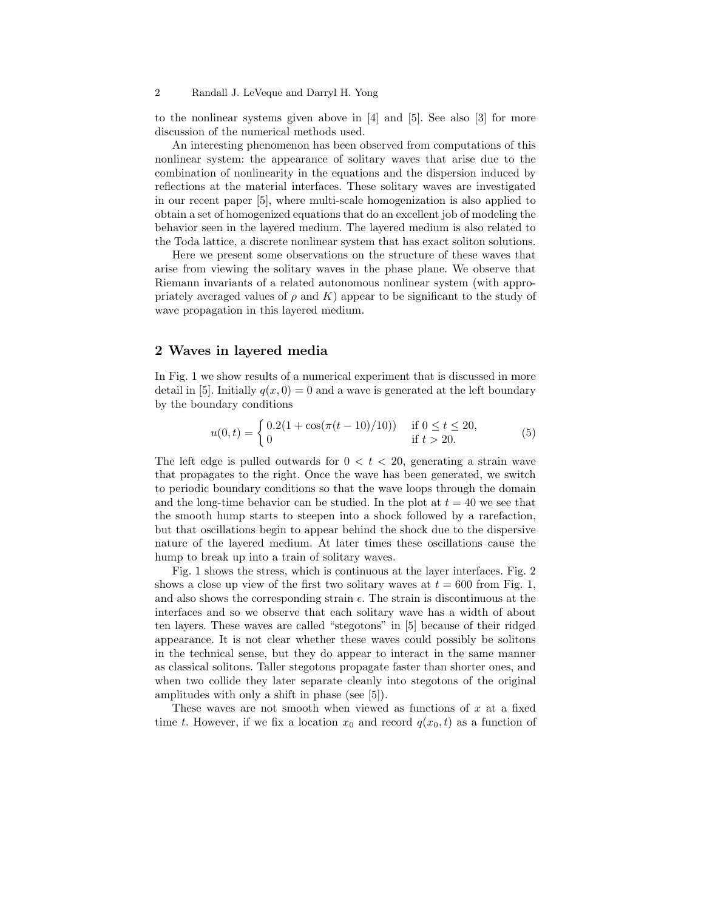to the nonlinear systems given above in [4] and [5]. See also [3] for more discussion of the numerical methods used.

An interesting phenomenon has been observed from computations of this nonlinear system: the appearance of solitary waves that arise due to the combination of nonlinearity in the equations and the dispersion induced by reflections at the material interfaces. These solitary waves are investigated in our recent paper [5], where multi-scale homogenization is also applied to obtain a set of homogenized equations that do an excellent job of modeling the behavior seen in the layered medium. The layered medium is also related to the Toda lattice, a discrete nonlinear system that has exact soliton solutions.

Here we present some observations on the structure of these waves that arise from viewing the solitary waves in the phase plane. We observe that Riemann invariants of a related autonomous nonlinear system (with appropriately averaged values of $\rho$ and $K$) appear to be significant to the study of wave propagation in this layered medium.

## 2 Waves in layered media

In Fig. 1 we show results of a numerical experiment that is discussed in more detail in [5]. Initially $q(x, 0) = 0$ and a wave is generated at the left boundary by the boundary conditions

$$u(0,t) = \begin{cases} 0.2(1 + \cos(\pi(t-10)/10)) & \text{if } 0 \le t \le 20, \\ 0 & \text{if } t > 20. \end{cases} \tag{5}$$

The left edge is pulled outwards for $0 < t < 20$, generating a strain wave that propagates to the right. Once the wave has been generated, we switch to periodic boundary conditions so that the wave loops through the domain and the long-time behavior can be studied. In the plot at $t = 40$ we see that the smooth hump starts to steepen into a shock followed by a rarefaction, but that oscillations begin to appear behind the shock due to the dispersive nature of the layered medium. At later times these oscillations cause the hump to break up into a train of solitary waves.

Fig. 1 shows the stress, which is continuous at the layer interfaces. Fig. 2 shows a close up view of the first two solitary waves at $t = 600$ from Fig. 1, and also shows the corresponding strain $\epsilon$. The strain is discontinuous at the interfaces and so we observe that each solitary wave has a width of about ten layers. These waves are called "stegotons" in [5] because of their ridged appearance. It is not clear whether these waves could possibly be solitons in the technical sense, but they do appear to interact in the same manner as classical solitons. Taller stegotons propagate faster than shorter ones, and when two collide they later separate cleanly into stegotons of the original amplitudes with only a shift in phase (see [5]).

These waves are not smooth when viewed as functions of $x$ at a fixed time $t$. However, if we fix a location $x_0$ and record $q(x_0, t)$ as a function of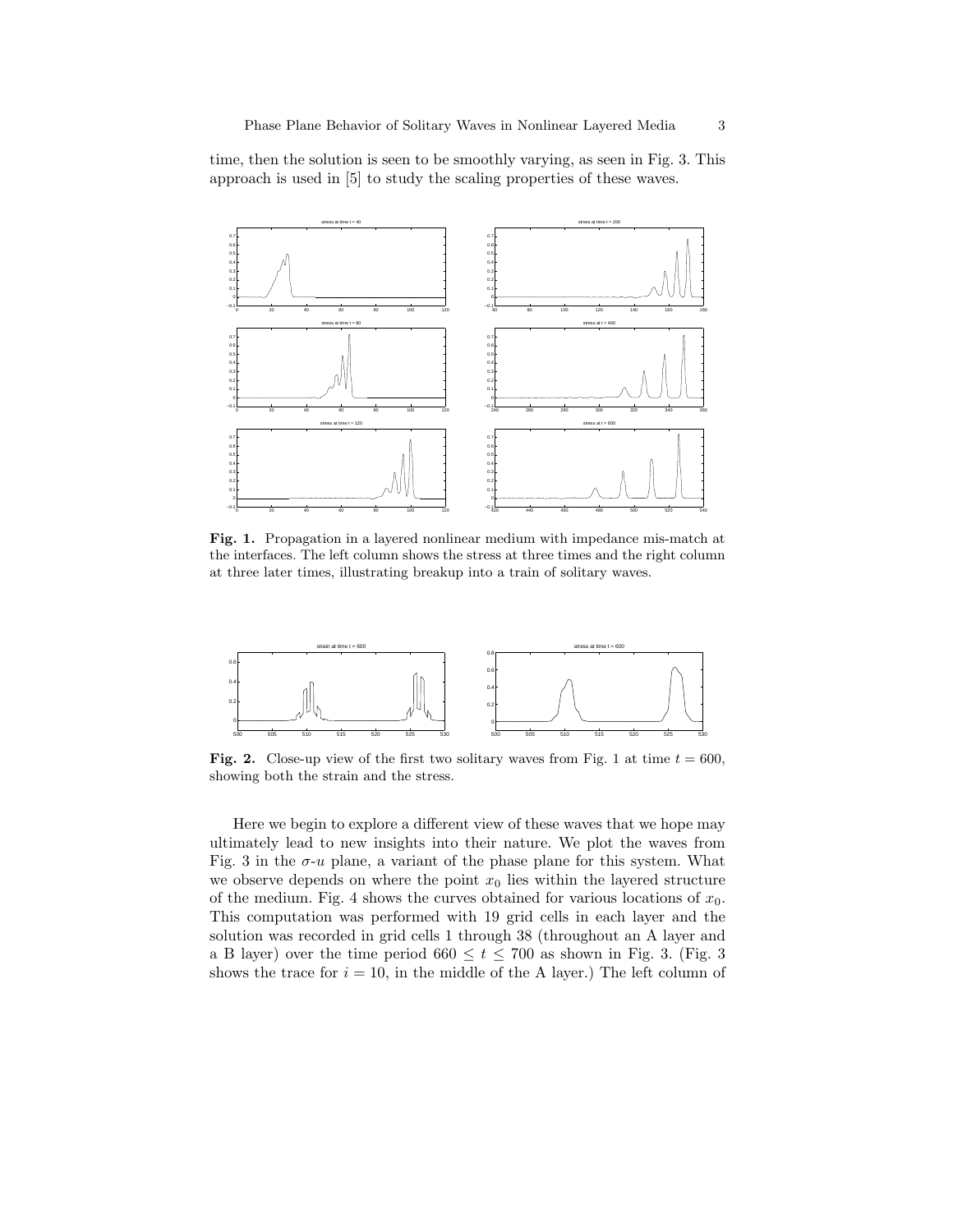time, then the solution is seen to be smoothly varying, as seen in Fig. 3. This approach is used in [5] to study the scaling properties of these waves.

**Fig. 1.** Propagation in a layered nonlinear medium with impedance mis-match at the interfaces. The left column shows the stress at three times and the right column at three later times, illustrating breakup into a train of solitary waves.

**Fig. 2.** Close-up view of the first two solitary waves from Fig. 1 at time $t = 600$, showing both the strain and the stress.

Here we begin to explore a different view of these waves that we hope may ultimately lead to new insights into their nature. We plot the waves from Fig. 3 in the $\sigma$-$u$ plane, a variant of the phase plane for this system. What we observe depends on where the point $x_0$ lies within the layered structure of the medium. Fig. 4 shows the curves obtained for various locations of $x_0$. This computation was performed with 19 grid cells in each layer and the solution was recorded in grid cells 1 through 38 (throughout an A layer and a B layer) over the time period $660 \leq t \leq 700$ as shown in Fig. 3. (Fig. 3 shows the trace for $i = 10$, in the middle of the A layer.) The left column of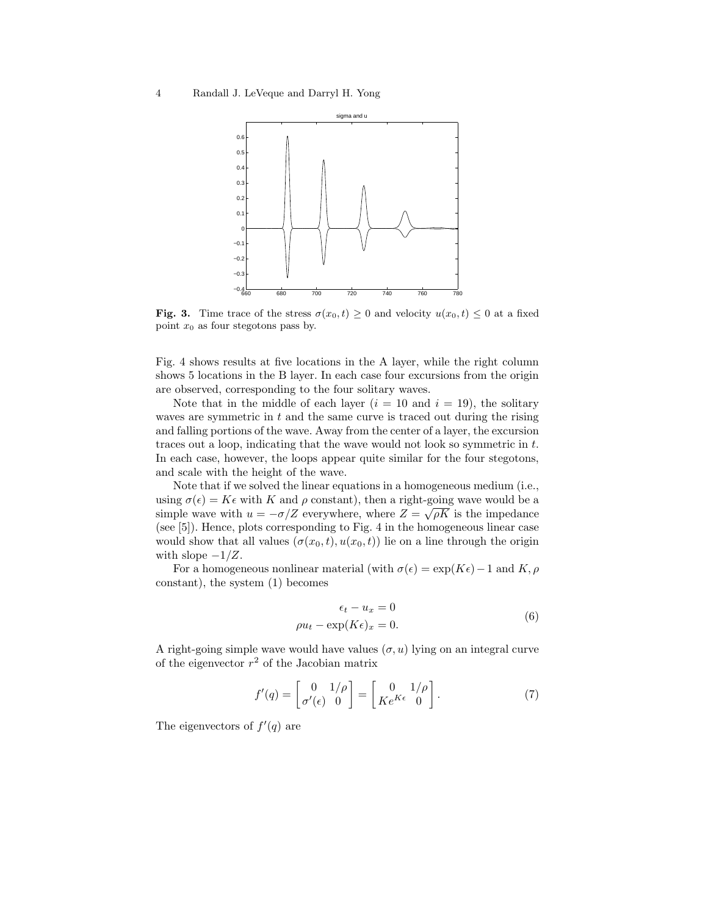**Fig. 3.** Time trace of the stress $\sigma(x_0, t) \geq 0$ and velocity $u(x_0, t) \leq 0$ at a fixed point $x_0$ as four stegotons pass by.

Fig. 4 shows results at five locations in the A layer, while the right column shows 5 locations in the B layer. In each case four excursions from the origin are observed, corresponding to the four solitary waves.

Note that in the middle of each layer ($i = 10$ and $i = 19$), the solitary waves are symmetric in $t$ and the same curve is traced out during the rising and falling portions of the wave. Away from the center of a layer, the excursion traces out a loop, indicating that the wave would not look so symmetric in $t$. In each case, however, the loops appear quite similar for the four stegotons, and scale with the height of the wave.

Note that if we solved the linear equations in a homogeneous medium (i.e., using $\sigma(\epsilon) = K\epsilon$ with $K$ and $\rho$ constant), then a right-going wave would be a simple wave with $u = -\sigma/Z$ everywhere, where $Z = \sqrt{\rho K}$ is the impedance (see [5]). Hence, plots corresponding to Fig. 4 in the homogeneous linear case would show that all values $(\sigma(x_0, t), u(x_0, t))$ lie on a line through the origin with slope $-1/Z$.

For a homogeneous nonlinear material (with $\sigma(\epsilon) = \exp(K\epsilon) - 1$ and $K, \rho$ constant), the system (1) becomes

$$
\begin{aligned}
\epsilon_t - u_x &= 0 \\
\rho u_t - \exp(K\epsilon)_x &= 0.
\end{aligned}
\tag{6}
$$

A right-going simple wave would have values $(\sigma, u)$ lying on an integral curve of the eigenvector $r^2$ of the Jacobian matrix

$$
f'(q) = \begin{bmatrix} 0 & 1/\rho \\ \sigma'(\epsilon) & 0 \end{bmatrix} = \begin{bmatrix} 0 & 1/\rho \\ Ke^{K\epsilon} & 0 \end{bmatrix}.
\tag{7}
$$

The eigenvectors of $f'(q)$ are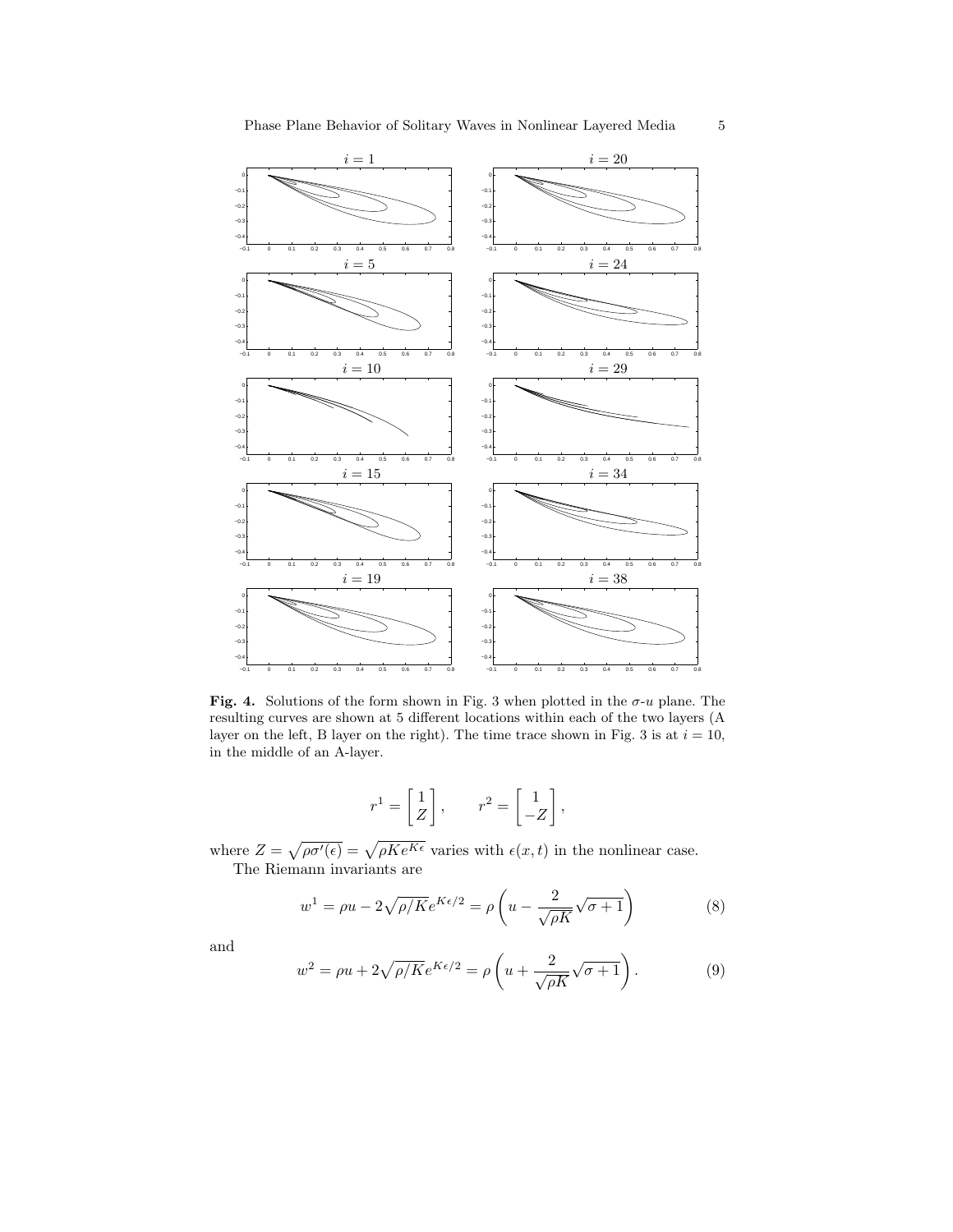**Fig. 4.** Solutions of the form shown in Fig. 3 when plotted in the $\sigma$-$u$ plane. The resulting curves are shown at 5 different locations within each of the two layers (A layer on the left, B layer on the right). The time trace shown in Fig. 3 is at $i = 10$, in the middle of an A-layer.

$$r^1 = \begin{bmatrix} 1 \\ Z \end{bmatrix}, \qquad r^2 = \begin{bmatrix} 1 \\ -Z \end{bmatrix},$$

where $Z = \sqrt{\rho\sigma'(\epsilon)} = \sqrt{\rho K e^{K\epsilon}}$ varies with $\epsilon(x,t)$ in the nonlinear case.

The Riemann invariants are

$$w^1 = \rho u - 2\sqrt{\rho/K}e^{K\epsilon/2} = \rho\left(u - \frac{2}{\sqrt{\rho K}}\sqrt{\sigma+1}\right) \tag{8}$$

and

$$w^2 = \rho u + 2\sqrt{\rho/K}e^{K\epsilon/2} = \rho\left(u + \frac{2}{\sqrt{\rho K}}\sqrt{\sigma+1}\right). \tag{9}$$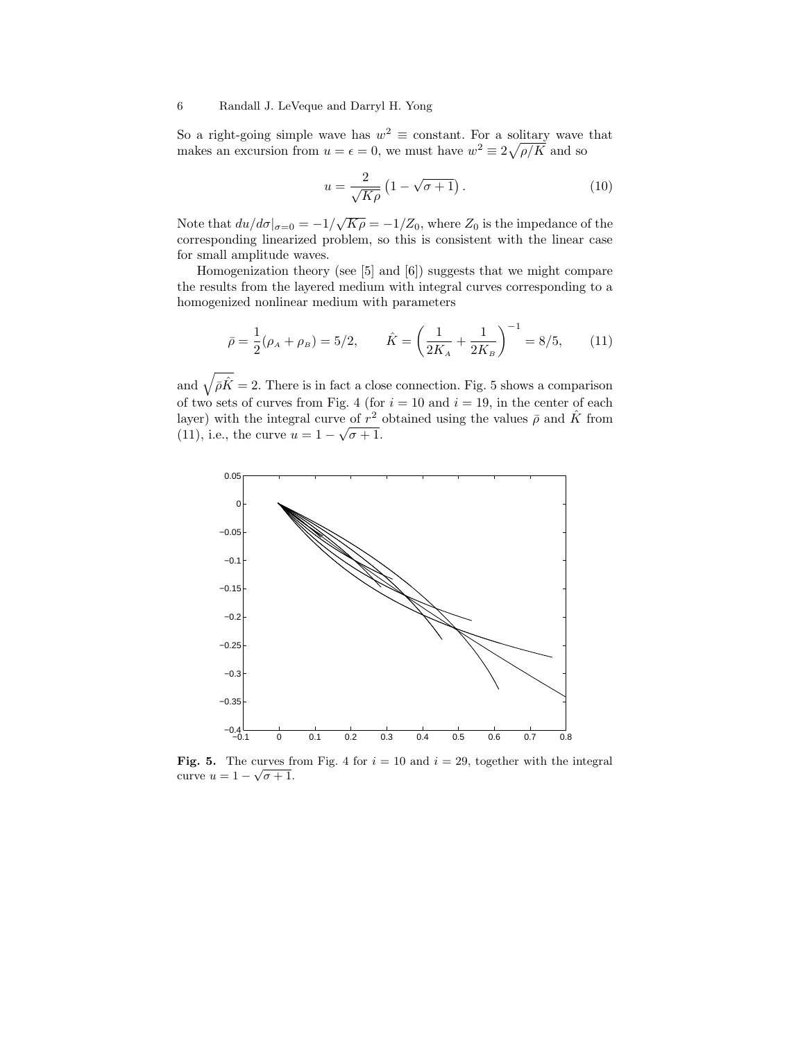So a right-going simple wave has $w^2 \equiv$ constant. For a solitary wave that makes an excursion from $u = \epsilon = 0$, we must have $w^2 \equiv 2\sqrt{\rho/K}$ and so

$$u = \frac{2}{\sqrt{K\rho}}\left(1 - \sqrt{\sigma + 1}\right). \tag{10}$$

Note that $du/d\sigma|_{\sigma=0} = -1/\sqrt{K\rho} = -1/Z_0$, where $Z_0$ is the impedance of the corresponding linearized problem, so this is consistent with the linear case for small amplitude waves.

Homogenization theory (see [5] and [6]) suggests that we might compare the results from the layered medium with integral curves corresponding to a homogenized nonlinear medium with parameters

$$\bar{\rho} = \frac{1}{2}(\rho_A + \rho_B) = 5/2, \qquad \hat{K} = \left(\frac{1}{2K_A} + \frac{1}{2K_B}\right)^{-1} = 8/5, \tag{11}$$

and $\sqrt{\bar{\rho}\hat{K}} = 2$. There is in fact a close connection. Fig. 5 shows a comparison of two sets of curves from Fig. 4 (for $i = 10$ and $i = 19$, in the center of each layer) with the integral curve of $r^2$ obtained using the values $\bar{\rho}$ and $\hat{K}$ from (11), i.e., the curve $u = 1 - \sqrt{\sigma + 1}$.

**Fig. 5.** The curves from Fig. 4 for $i = 10$ and $i = 29$, together with the integral curve $u = 1 - \sqrt{\sigma + 1}$.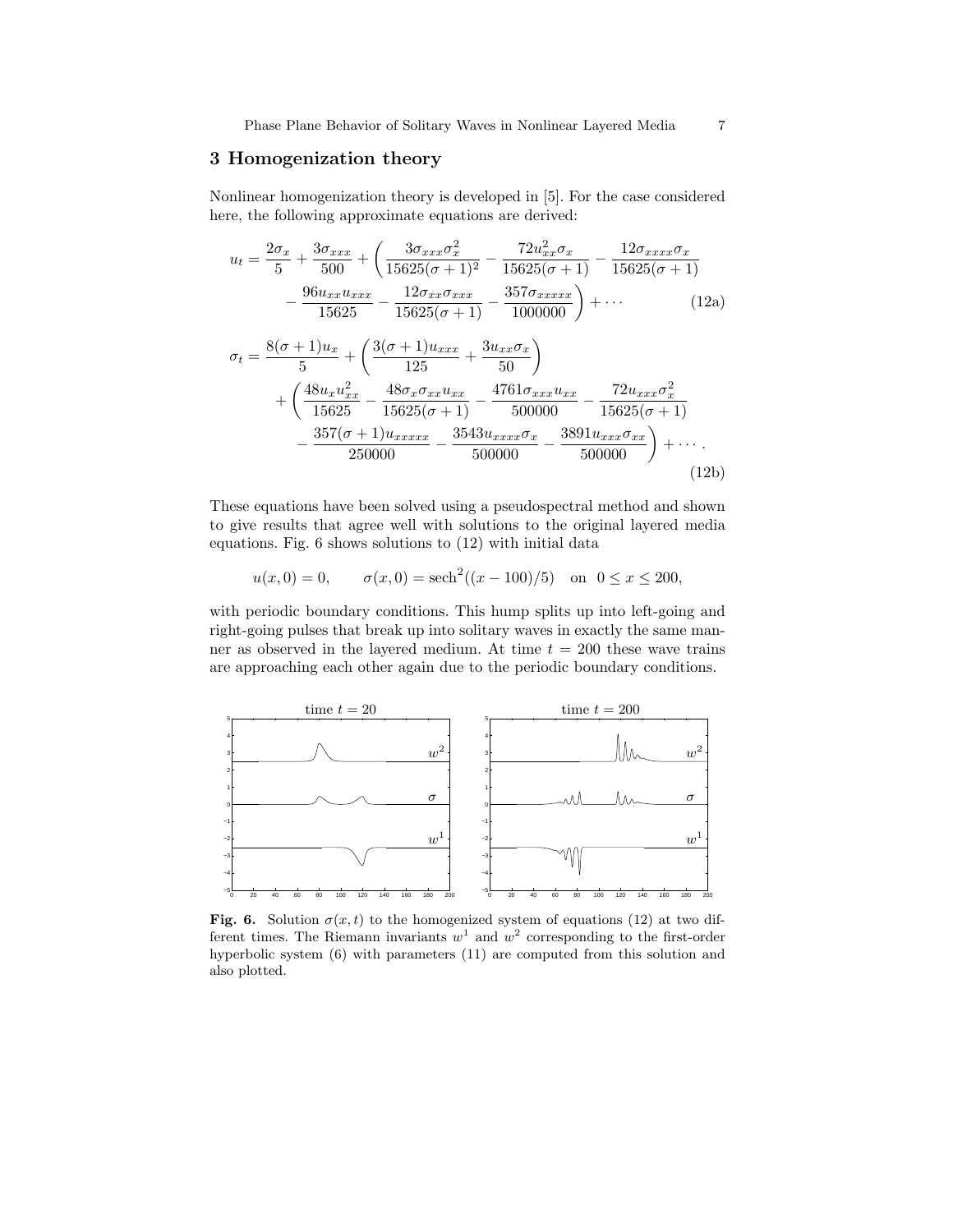## 3 Homogenization theory

Nonlinear homogenization theory is developed in [5]. For the case considered here, the following approximate equations are derived:

$$
\begin{aligned}
u_t = \frac{2\sigma_x}{5} + \frac{3\sigma_{xxx}}{500} + \bigg( & \frac{3\sigma_{xxx}\sigma_x^2}{15625(\sigma+1)^2} - \frac{72u_{xx}^2\sigma_x}{15625(\sigma+1)} - \frac{12\sigma_{xxxx}\sigma_x}{15625(\sigma+1)} \\
& - \frac{96u_{xx}u_{xxx}}{15625} - \frac{12\sigma_{xx}\sigma_{xxx}}{15625(\sigma+1)} - \frac{357\sigma_{xxxxx}}{1000000} \bigg) + \cdots
\end{aligned}
\tag{12a}
$$

$$
\begin{aligned}
\sigma_t = \frac{8(\sigma+1)u_x}{5} & + \left( \frac{3(\sigma+1)u_{xxx}}{125} + \frac{3u_{xx}\sigma_x}{50} \right) \\
& + \bigg( \frac{48u_x u_{xx}^2}{15625} - \frac{48\sigma_x\sigma_{xx}u_{xx}}{15625(\sigma+1)} - \frac{4761\sigma_{xxx}u_{xx}}{500000} - \frac{72u_{xxx}\sigma_x^2}{15625(\sigma+1)} \\
& \quad - \frac{357(\sigma+1)u_{xxxxx}}{250000} - \frac{3543u_{xxxx}\sigma_x}{500000} - \frac{3891u_{xxx}\sigma_{xx}}{500000} \bigg) + \cdots .
\end{aligned}
\tag{12b}
$$

These equations have been solved using a pseudospectral method and shown to give results that agree well with solutions to the original layered media equations. Fig. 6 shows solutions to (12) with initial data

$$
u(x,0) = 0, \qquad \sigma(x,0) = \operatorname{sech}^2((x-100)/5) \quad \text{on} \quad 0 \le x \le 200,
$$

with periodic boundary conditions. This hump splits up into left-going and right-going pulses that break up into solitary waves in exactly the same manner as observed in the layered medium. At time $t = 200$ these wave trains are approaching each other again due to the periodic boundary conditions.

**Fig. 6.** Solution $\sigma(x,t)$ to the homogenized system of equations (12) at two different times. The Riemann invariants $w^1$ and $w^2$ corresponding to the first-order hyperbolic system (6) with parameters (11) are computed from this solution and also plotted.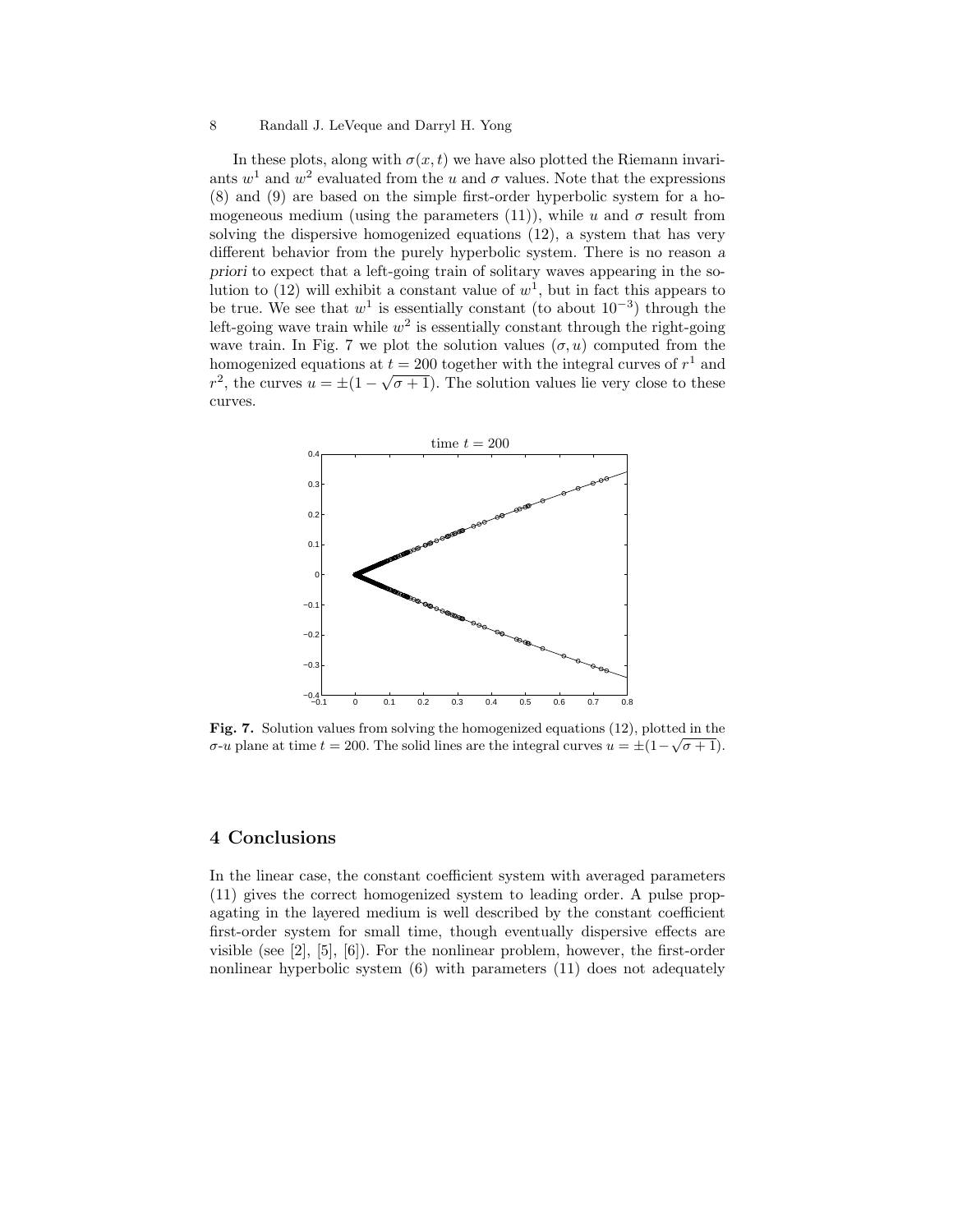In these plots, along with $\sigma(x,t)$ we have also plotted the Riemann invariants $w^1$ and $w^2$ evaluated from the $u$ and $\sigma$ values. Note that the expressions (8) and (9) are based on the simple first-order hyperbolic system for a homogeneous medium (using the parameters (11)), while $u$ and $\sigma$ result from solving the dispersive homogenized equations (12), a system that has very different behavior from the purely hyperbolic system. There is no reason *a priori* to expect that a left-going train of solitary waves appearing in the solution to (12) will exhibit a constant value of $w^1$, but in fact this appears to be true. We see that $w^1$ is essentially constant (to about $10^{-3}$) through the left-going wave train while $w^2$ is essentially constant through the right-going wave train. In Fig. 7 we plot the solution values $(\sigma, u)$ computed from the homogenized equations at $t = 200$ together with the integral curves of $r^1$ and $r^2$, the curves $u = \pm(1 - \sqrt{\sigma + 1})$. The solution values lie very close to these curves.

**Fig. 7.** Solution values from solving the homogenized equations (12), plotted in the $\sigma$-$u$ plane at time $t = 200$. The solid lines are the integral curves $u = \pm(1 - \sqrt{\sigma + 1})$.

## 4 Conclusions

In the linear case, the constant coefficient system with averaged parameters (11) gives the correct homogenized system to leading order. A pulse propagating in the layered medium is well described by the constant coefficient first-order system for small time, though eventually dispersive effects are visible (see [2], [5], [6]). For the nonlinear problem, however, the first-order nonlinear hyperbolic system (6) with parameters (11) does not adequately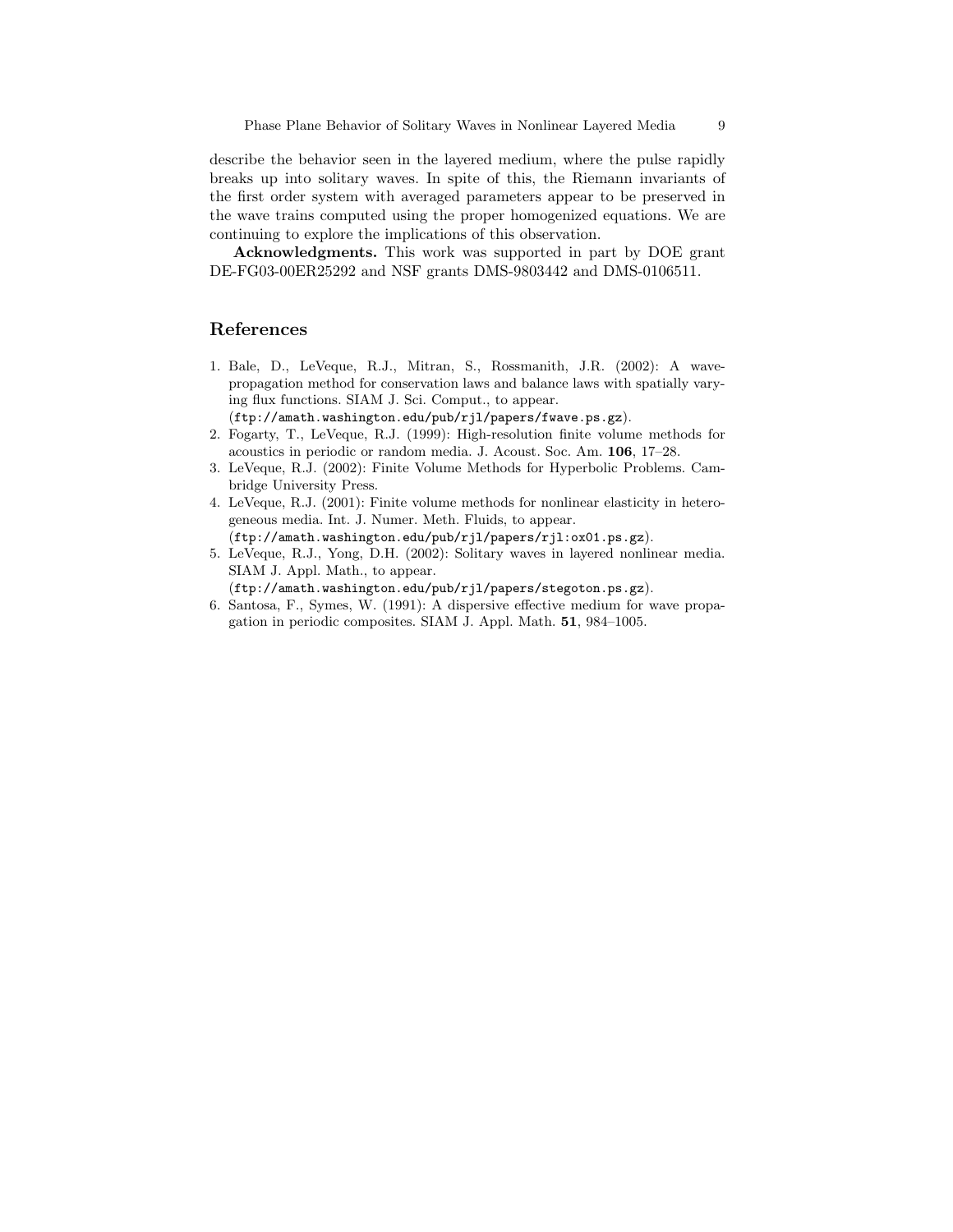describe the behavior seen in the layered medium, where the pulse rapidly breaks up into solitary waves. In spite of this, the Riemann invariants of the first order system with averaged parameters appear to be preserved in the wave trains computed using the proper homogenized equations. We are continuing to explore the implications of this observation.

**Acknowledgments.** This work was supported in part by DOE grant DE-FG03-00ER25292 and NSF grants DMS-9803442 and DMS-0106511.

## References

1. Bale, D., LeVeque, R.J., Mitran, S., Rossmanith, J.R. (2002): A wave-propagation method for conservation laws and balance laws with spatially varying flux functions. SIAM J. Sci. Comput., to appear. (`ftp://amath.washington.edu/pub/rjl/papers/fwave.ps.gz`).
2. Fogarty, T., LeVeque, R.J. (1999): High-resolution finite volume methods for acoustics in periodic or random media. J. Acoust. Soc. Am. **106**, 17–28.
3. LeVeque, R.J. (2002): Finite Volume Methods for Hyperbolic Problems. Cambridge University Press.
4. LeVeque, R.J. (2001): Finite volume methods for nonlinear elasticity in heterogeneous media. Int. J. Numer. Meth. Fluids, to appear. (`ftp://amath.washington.edu/pub/rjl/papers/rjl:ox01.ps.gz`).
5. LeVeque, R.J., Yong, D.H. (2002): Solitary waves in layered nonlinear media. SIAM J. Appl. Math., to appear. (`ftp://amath.washington.edu/pub/rjl/papers/stegoton.ps.gz`).
6. Santosa, F., Symes, W. (1991): A dispersive effective medium for wave propagation in periodic composites. SIAM J. Appl. Math. **51**, 984–1005.